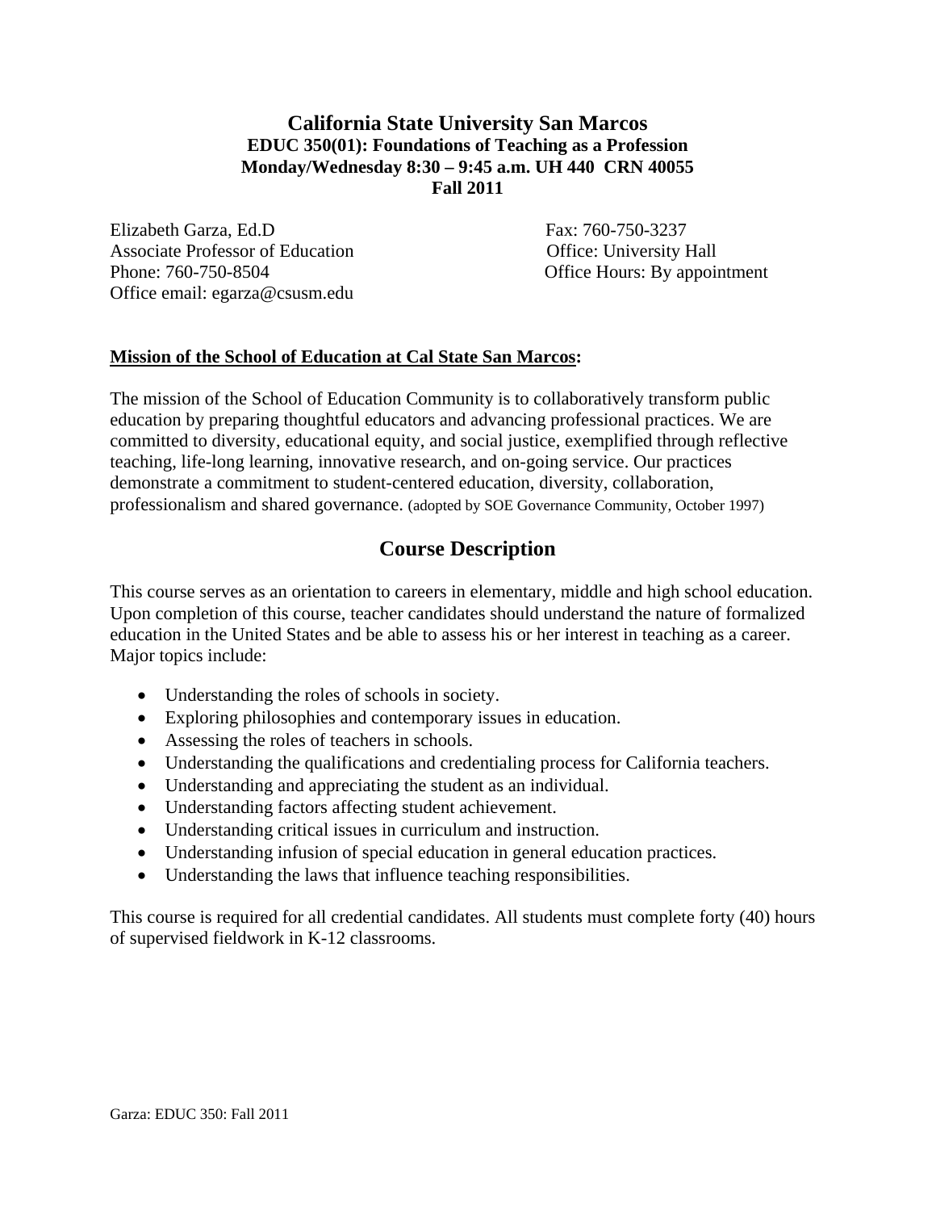# California State University San Marcos

**EDUC 350(01): Foundations of Teaching as a Profession**
**Monday/Wednesday 8:30 – 9:45 a.m. UH 440 CRN 40055**
**Fall 2011**

Elizabeth Garza, Ed.D
Associate Professor of Education
Phone: 760-750-8504
Office email: egarza@csusm.edu

Fax: 760-750-3237
Office: University Hall
Office Hours: By appointment

**Mission of the School of Education at Cal State San Marcos:**

The mission of the School of Education Community is to collaboratively transform public education by preparing thoughtful educators and advancing professional practices. We are committed to diversity, educational equity, and social justice, exemplified through reflective teaching, life-long learning, innovative research, and on-going service. Our practices demonstrate a commitment to student-centered education, diversity, collaboration, professionalism and shared governance. (adopted by SOE Governance Community, October 1997)

## Course Description

This course serves as an orientation to careers in elementary, middle and high school education. Upon completion of this course, teacher candidates should understand the nature of formalized education in the United States and be able to assess his or her interest in teaching as a career. Major topics include:

- Understanding the roles of schools in society.
- Exploring philosophies and contemporary issues in education.
- Assessing the roles of teachers in schools.
- Understanding the qualifications and credentialing process for California teachers.
- Understanding and appreciating the student as an individual.
- Understanding factors affecting student achievement.
- Understanding critical issues in curriculum and instruction.
- Understanding infusion of special education in general education practices.
- Understanding the laws that influence teaching responsibilities.

This course is required for all credential candidates. All students must complete forty (40) hours of supervised fieldwork in K-12 classrooms.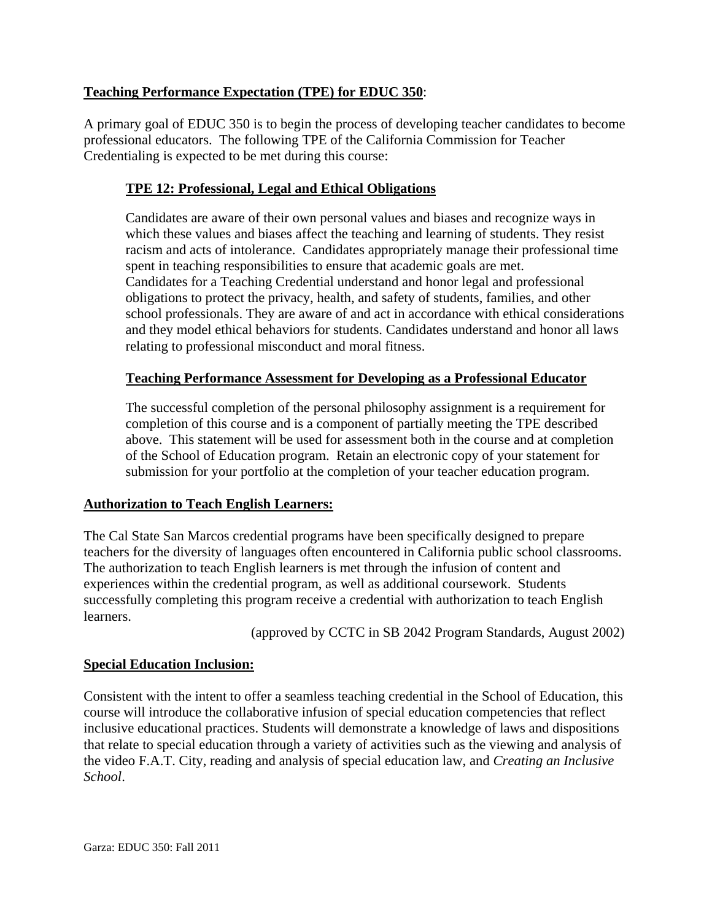**Teaching Performance Expectation (TPE) for EDUC 350**:

A primary goal of EDUC 350 is to begin the process of developing teacher candidates to become professional educators. The following TPE of the California Commission for Teacher Credentialing is expected to be met during this course:

**TPE 12: Professional, Legal and Ethical Obligations**

Candidates are aware of their own personal values and biases and recognize ways in which these values and biases affect the teaching and learning of students. They resist racism and acts of intolerance. Candidates appropriately manage their professional time spent in teaching responsibilities to ensure that academic goals are met.
Candidates for a Teaching Credential understand and honor legal and professional obligations to protect the privacy, health, and safety of students, families, and other school professionals. They are aware of and act in accordance with ethical considerations and they model ethical behaviors for students. Candidates understand and honor all laws relating to professional misconduct and moral fitness.

**Teaching Performance Assessment for Developing as a Professional Educator**

The successful completion of the personal philosophy assignment is a requirement for completion of this course and is a component of partially meeting the TPE described above. This statement will be used for assessment both in the course and at completion of the School of Education program. Retain an electronic copy of your statement for submission for your portfolio at the completion of your teacher education program.

**Authorization to Teach English Learners:**

The Cal State San Marcos credential programs have been specifically designed to prepare teachers for the diversity of languages often encountered in California public school classrooms. The authorization to teach English learners is met through the infusion of content and experiences within the credential program, as well as additional coursework. Students successfully completing this program receive a credential with authorization to teach English learners.

(approved by CCTC in SB 2042 Program Standards, August 2002)

**Special Education Inclusion:**

Consistent with the intent to offer a seamless teaching credential in the School of Education, this course will introduce the collaborative infusion of special education competencies that reflect inclusive educational practices. Students will demonstrate a knowledge of laws and dispositions that relate to special education through a variety of activities such as the viewing and analysis of the video F.A.T. City, reading and analysis of special education law, and *Creating an Inclusive School*.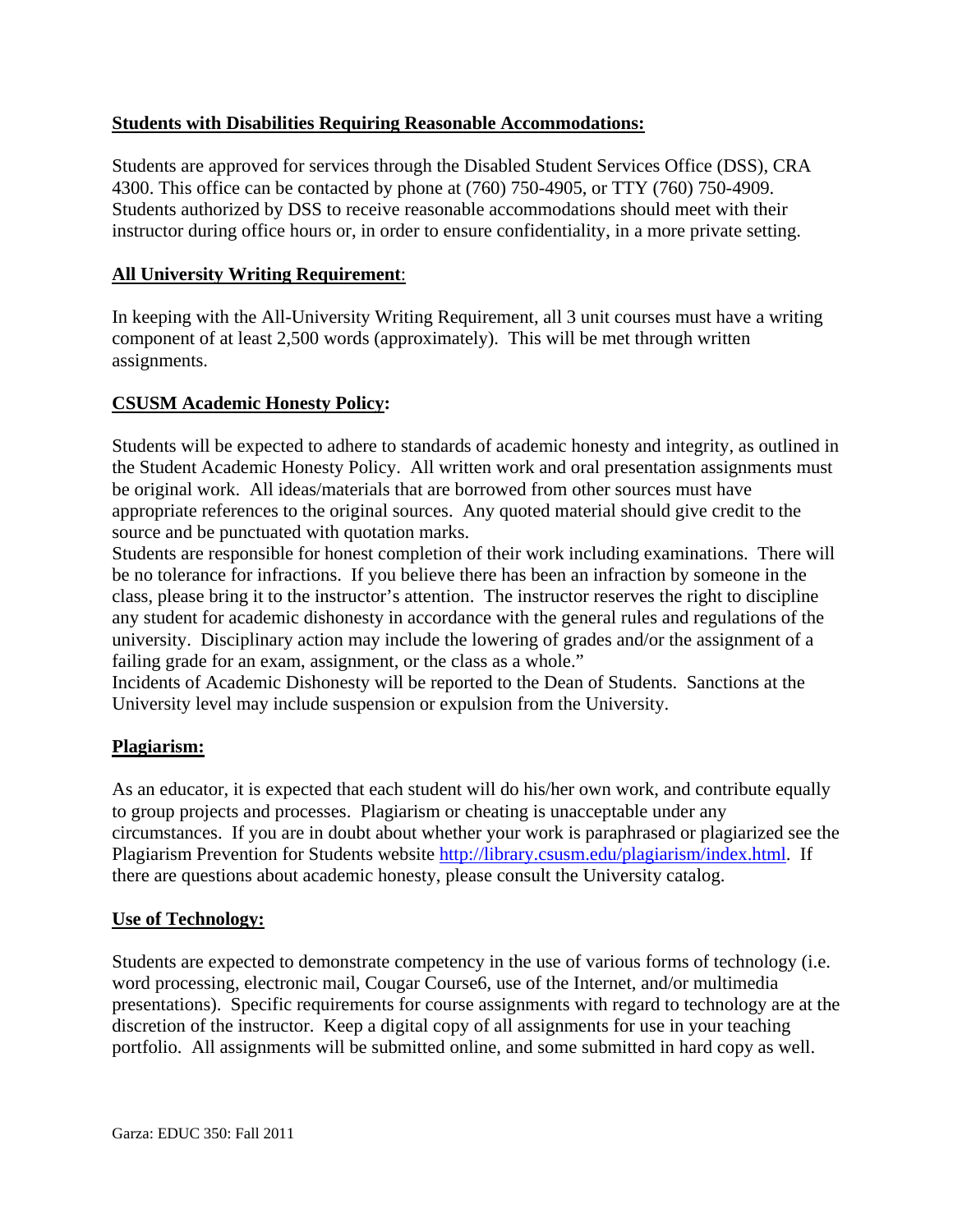## **Students with Disabilities Requiring Reasonable Accommodations:**

Students are approved for services through the Disabled Student Services Office (DSS), CRA 4300. This office can be contacted by phone at (760) 750-4905, or TTY (760) 750-4909. Students authorized by DSS to receive reasonable accommodations should meet with their instructor during office hours or, in order to ensure confidentiality, in a more private setting.

## **All University Writing Requirement**:

In keeping with the All-University Writing Requirement, all 3 unit courses must have a writing component of at least 2,500 words (approximately). This will be met through written assignments.

## **CSUSM Academic Honesty Policy:**

Students will be expected to adhere to standards of academic honesty and integrity, as outlined in the Student Academic Honesty Policy. All written work and oral presentation assignments must be original work. All ideas/materials that are borrowed from other sources must have appropriate references to the original sources. Any quoted material should give credit to the source and be punctuated with quotation marks.

Students are responsible for honest completion of their work including examinations. There will be no tolerance for infractions. If you believe there has been an infraction by someone in the class, please bring it to the instructor's attention. The instructor reserves the right to discipline any student for academic dishonesty in accordance with the general rules and regulations of the university. Disciplinary action may include the lowering of grades and/or the assignment of a failing grade for an exam, assignment, or the class as a whole."

Incidents of Academic Dishonesty will be reported to the Dean of Students. Sanctions at the University level may include suspension or expulsion from the University.

## **Plagiarism:**

As an educator, it is expected that each student will do his/her own work, and contribute equally to group projects and processes. Plagiarism or cheating is unacceptable under any circumstances. If you are in doubt about whether your work is paraphrased or plagiarized see the Plagiarism Prevention for Students website http://library.csusm.edu/plagiarism/index.html. If there are questions about academic honesty, please consult the University catalog.

## **Use of Technology:**

Students are expected to demonstrate competency in the use of various forms of technology (i.e. word processing, electronic mail, Cougar Course6, use of the Internet, and/or multimedia presentations). Specific requirements for course assignments with regard to technology are at the discretion of the instructor. Keep a digital copy of all assignments for use in your teaching portfolio. All assignments will be submitted online, and some submitted in hard copy as well.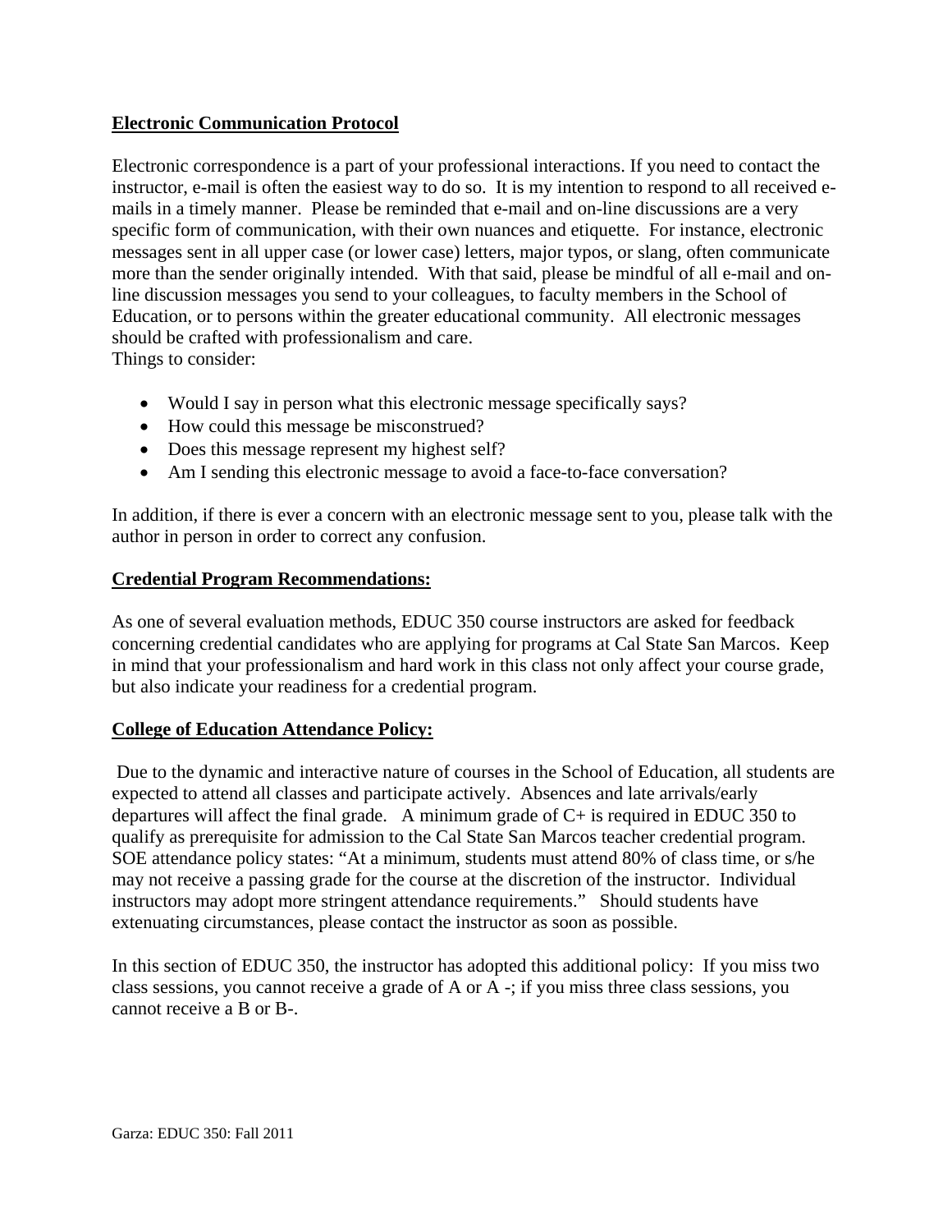**Electronic Communication Protocol**

Electronic correspondence is a part of your professional interactions. If you need to contact the instructor, e-mail is often the easiest way to do so. It is my intention to respond to all received e-mails in a timely manner. Please be reminded that e-mail and on-line discussions are a very specific form of communication, with their own nuances and etiquette. For instance, electronic messages sent in all upper case (or lower case) letters, major typos, or slang, often communicate more than the sender originally intended. With that said, please be mindful of all e-mail and on-line discussion messages you send to your colleagues, to faculty members in the School of Education, or to persons within the greater educational community. All electronic messages should be crafted with professionalism and care.
Things to consider:

- Would I say in person what this electronic message specifically says?
- How could this message be misconstrued?
- Does this message represent my highest self?
- Am I sending this electronic message to avoid a face-to-face conversation?

In addition, if there is ever a concern with an electronic message sent to you, please talk with the author in person in order to correct any confusion.

**Credential Program Recommendations:**

As one of several evaluation methods, EDUC 350 course instructors are asked for feedback concerning credential candidates who are applying for programs at Cal State San Marcos. Keep in mind that your professionalism and hard work in this class not only affect your course grade, but also indicate your readiness for a credential program.

**College of Education Attendance Policy:**

Due to the dynamic and interactive nature of courses in the School of Education, all students are expected to attend all classes and participate actively. Absences and late arrivals/early departures will affect the final grade. A minimum grade of C+ is required in EDUC 350 to qualify as prerequisite for admission to the Cal State San Marcos teacher credential program. SOE attendance policy states: "At a minimum, students must attend 80% of class time, or s/he may not receive a passing grade for the course at the discretion of the instructor. Individual instructors may adopt more stringent attendance requirements." Should students have extenuating circumstances, please contact the instructor as soon as possible.

In this section of EDUC 350, the instructor has adopted this additional policy: If you miss two class sessions, you cannot receive a grade of A or A -; if you miss three class sessions, you cannot receive a B or B-.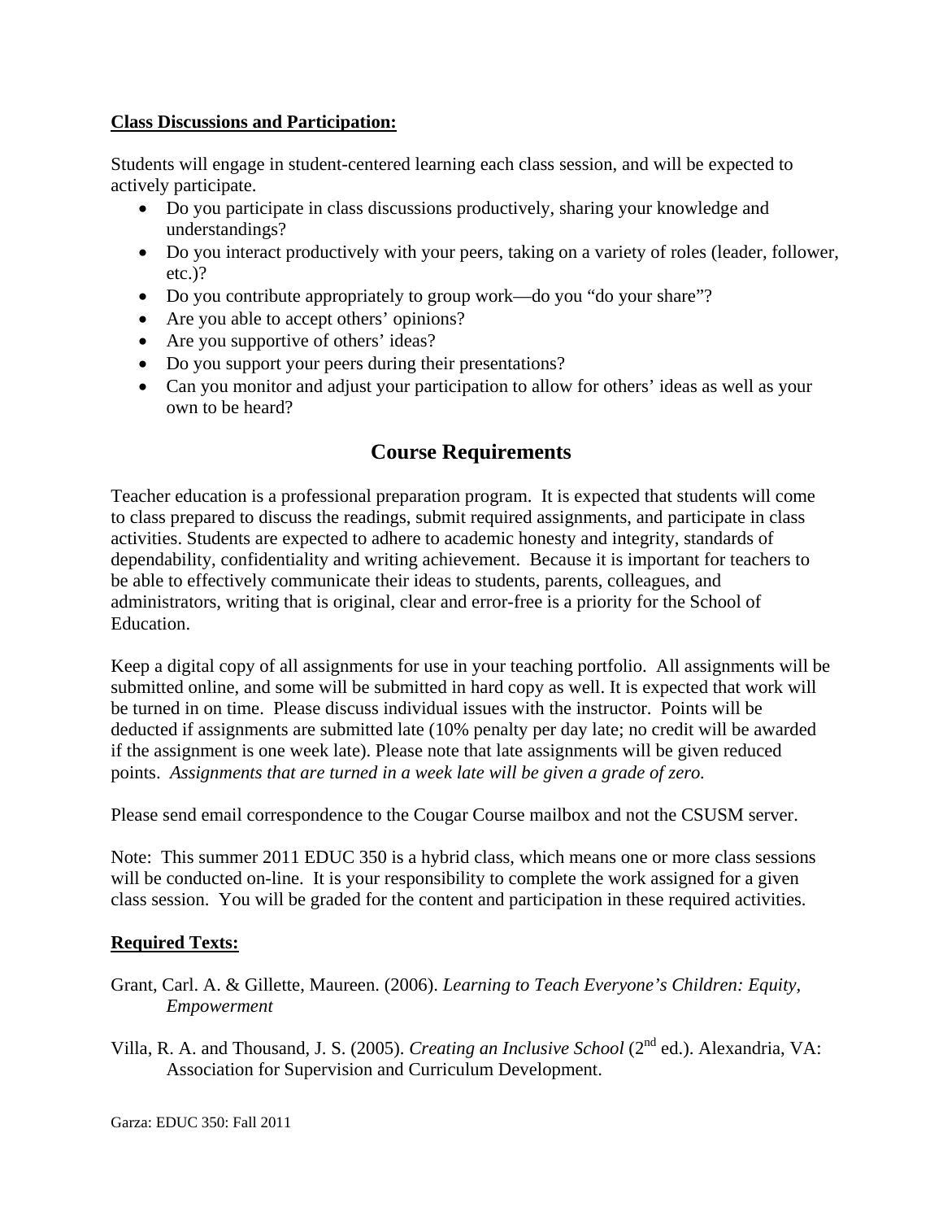**Class Discussions and Participation:**

Students will engage in student-centered learning each class session, and will be expected to actively participate.

- Do you participate in class discussions productively, sharing your knowledge and understandings?
- Do you interact productively with your peers, taking on a variety of roles (leader, follower, etc.)?
- Do you contribute appropriately to group work—do you "do your share"?
- Are you able to accept others' opinions?
- Are you supportive of others' ideas?
- Do you support your peers during their presentations?
- Can you monitor and adjust your participation to allow for others' ideas as well as your own to be heard?

## Course Requirements

Teacher education is a professional preparation program. It is expected that students will come to class prepared to discuss the readings, submit required assignments, and participate in class activities. Students are expected to adhere to academic honesty and integrity, standards of dependability, confidentiality and writing achievement. Because it is important for teachers to be able to effectively communicate their ideas to students, parents, colleagues, and administrators, writing that is original, clear and error-free is a priority for the School of Education.

Keep a digital copy of all assignments for use in your teaching portfolio. All assignments will be submitted online, and some will be submitted in hard copy as well. It is expected that work will be turned in on time. Please discuss individual issues with the instructor. Points will be deducted if assignments are submitted late (10% penalty per day late; no credit will be awarded if the assignment is one week late). Please note that late assignments will be given reduced points. *Assignments that are turned in a week late will be given a grade of zero.*

Please send email correspondence to the Cougar Course mailbox and not the CSUSM server.

Note: This summer 2011 EDUC 350 is a hybrid class, which means one or more class sessions will be conducted on-line. It is your responsibility to complete the work assigned for a given class session. You will be graded for the content and participation in these required activities.

**Required Texts:**

Grant, Carl. A. & Gillette, Maureen. (2006). *Learning to Teach Everyone's Children: Equity, Empowerment*

Villa, R. A. and Thousand, J. S. (2005). *Creating an Inclusive School* (2nd ed.). Alexandria, VA: Association for Supervision and Curriculum Development.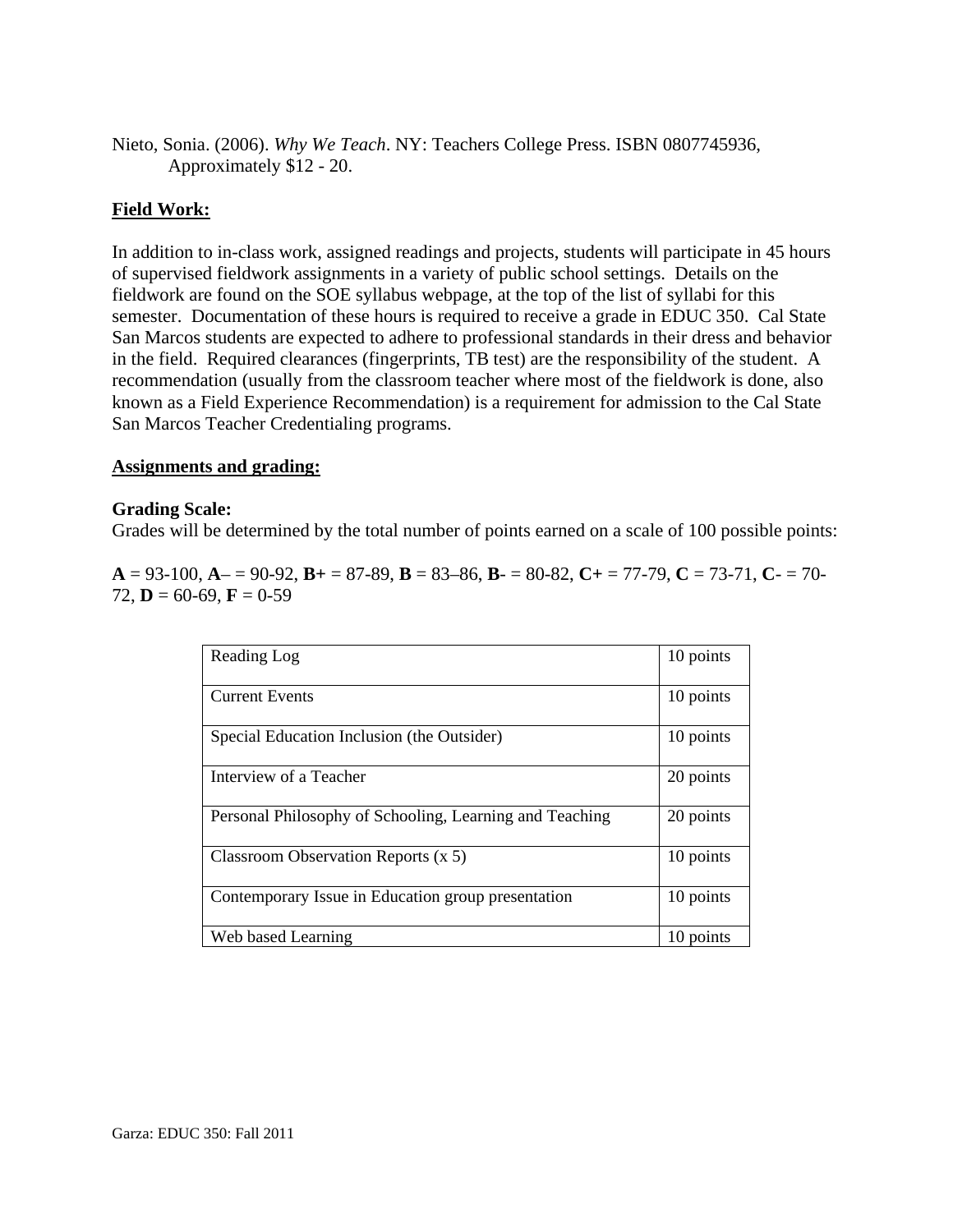Nieto, Sonia. (2006). *Why We Teach*. NY: Teachers College Press. ISBN 0807745936, Approximately $12 - 20.

**Field Work:**

In addition to in-class work, assigned readings and projects, students will participate in 45 hours of supervised fieldwork assignments in a variety of public school settings. Details on the fieldwork are found on the SOE syllabus webpage, at the top of the list of syllabi for this semester. Documentation of these hours is required to receive a grade in EDUC 350. Cal State San Marcos students are expected to adhere to professional standards in their dress and behavior in the field. Required clearances (fingerprints, TB test) are the responsibility of the student. A recommendation (usually from the classroom teacher where most of the fieldwork is done, also known as a Field Experience Recommendation) is a requirement for admission to the Cal State San Marcos Teacher Credentialing programs.

**Assignments and grading:**

**Grading Scale:**
Grades will be determined by the total number of points earned on a scale of 100 possible points:

**A** = 93-100, **A**– = 90-92, **B+** = 87-89, **B** = 83–86, **B**- = 80-82, **C+** = 77-79, **C** = 73-71, **C**- = 70-72, **D** = 60-69, **F** = 0-59

| Assignment | Points |
| --- | --- |
| Reading Log | 10 points |
| Current Events | 10 points |
| Special Education Inclusion (the Outsider) | 10 points |
| Interview of a Teacher | 20 points |
| Personal Philosophy of Schooling, Learning and Teaching | 20 points |
| Classroom Observation Reports (x 5) | 10 points |
| Contemporary Issue in Education group presentation | 10 points |
| Web based Learning | 10 points |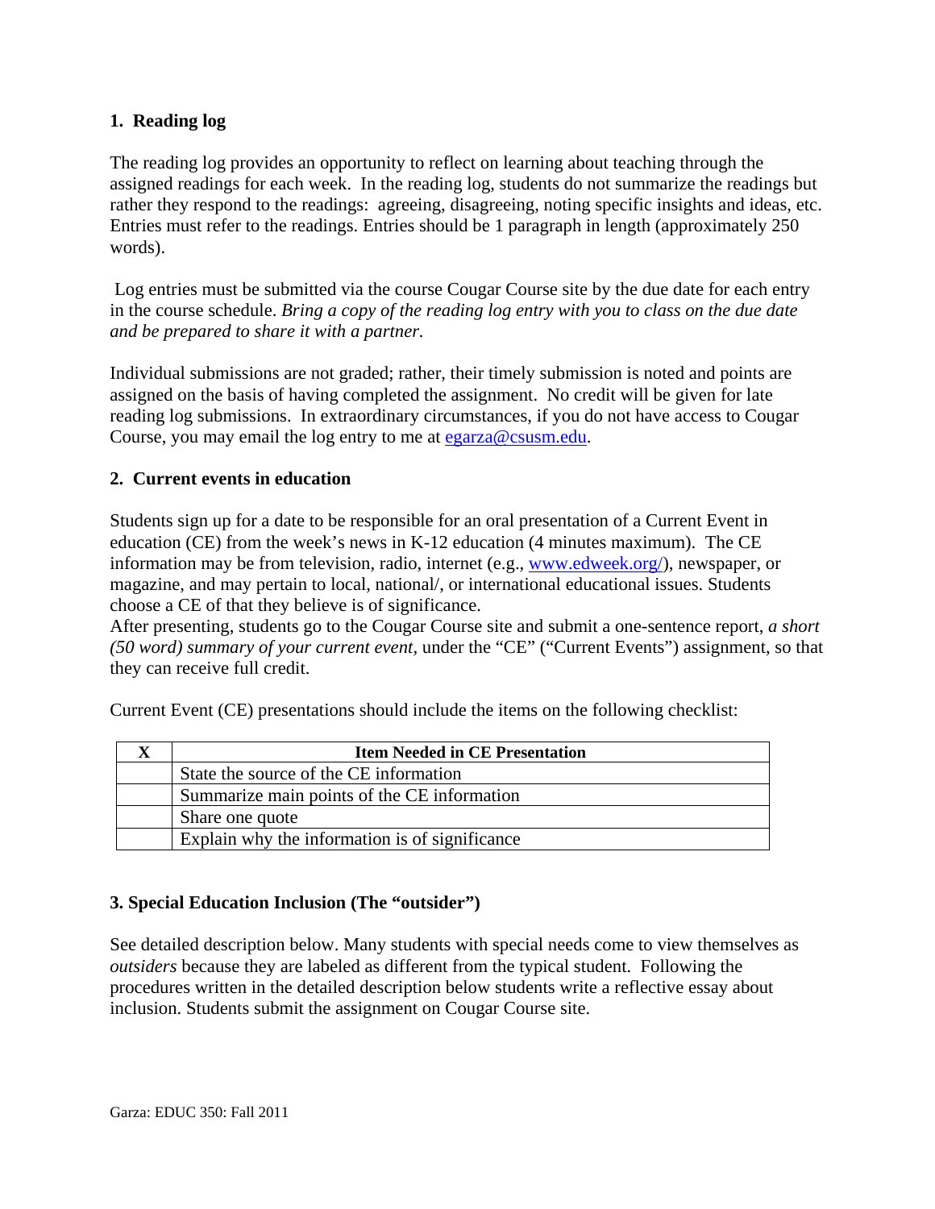### 1. Reading log

The reading log provides an opportunity to reflect on learning about teaching through the assigned readings for each week. In the reading log, students do not summarize the readings but rather they respond to the readings: agreeing, disagreeing, noting specific insights and ideas, etc. Entries must refer to the readings. Entries should be 1 paragraph in length (approximately 250 words).

Log entries must be submitted via the course Cougar Course site by the due date for each entry in the course schedule. *Bring a copy of the reading log entry with you to class on the due date and be prepared to share it with a partner.*

Individual submissions are not graded; rather, their timely submission is noted and points are assigned on the basis of having completed the assignment. No credit will be given for late reading log submissions. In extraordinary circumstances, if you do not have access to Cougar Course, you may email the log entry to me at egarza@csusm.edu.

### 2. Current events in education

Students sign up for a date to be responsible for an oral presentation of a Current Event in education (CE) from the week's news in K-12 education (4 minutes maximum). The CE information may be from television, radio, internet (e.g., www.edweek.org/), newspaper, or magazine, and may pertain to local, national/, or international educational issues. Students choose a CE of that they believe is of significance.
After presenting, students go to the Cougar Course site and submit a one-sentence report, *a short (50 word) summary of your current event*, under the "CE" ("Current Events") assignment, so that they can receive full credit.

Current Event (CE) presentations should include the items on the following checklist:

| X | Item Needed in CE Presentation |
|---|---|
| | State the source of the CE information |
| | Summarize main points of the CE information |
| | Share one quote |
| | Explain why the information is of significance |

### 3. Special Education Inclusion (The "outsider")

See detailed description below. Many students with special needs come to view themselves as *outsiders* because they are labeled as different from the typical student. Following the procedures written in the detailed description below students write a reflective essay about inclusion. Students submit the assignment on Cougar Course site.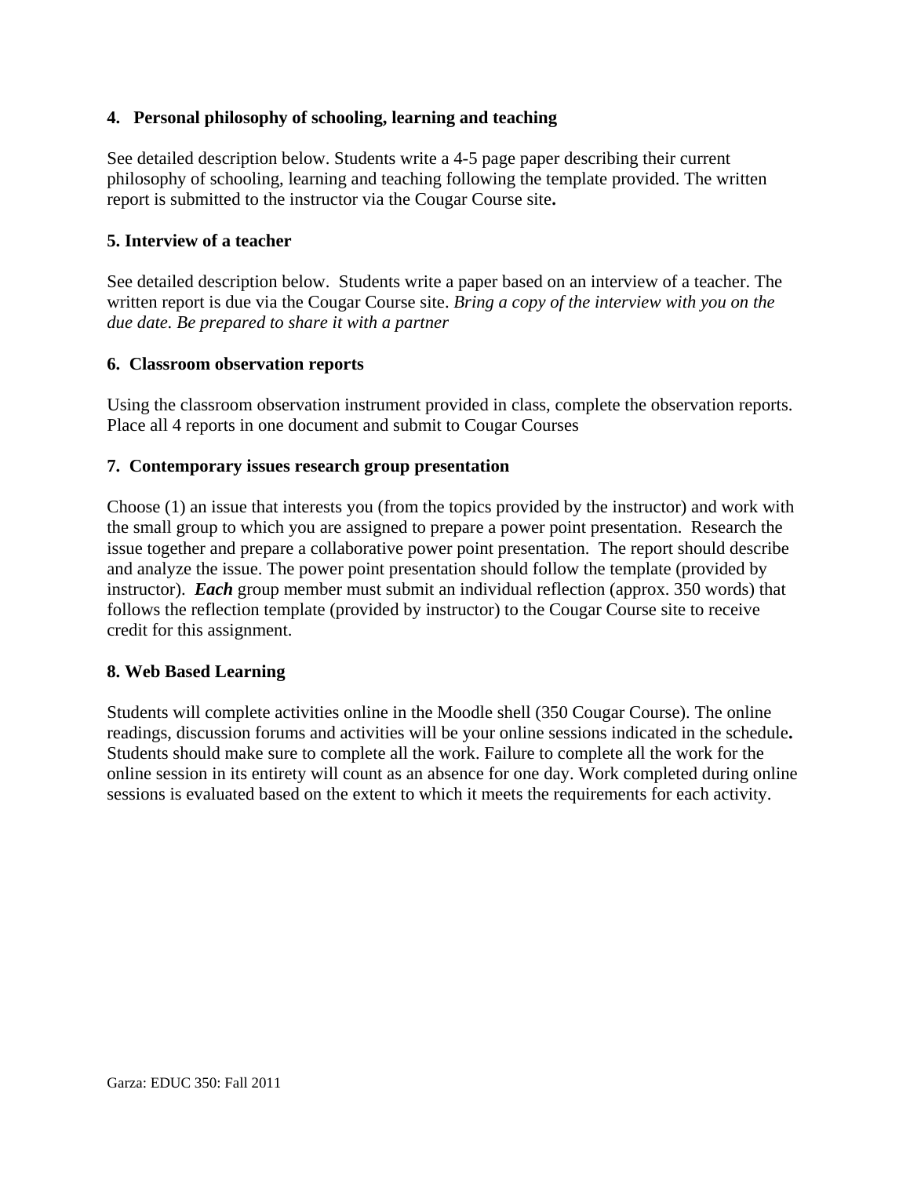**4. Personal philosophy of schooling, learning and teaching**

See detailed description below. Students write a 4-5 page paper describing their current philosophy of schooling, learning and teaching following the template provided. The written report is submitted to the instructor via the Cougar Course site**.**

**5. Interview of a teacher**

See detailed description below. Students write a paper based on an interview of a teacher. The written report is due via the Cougar Course site. *Bring a copy of the interview with you on the due date. Be prepared to share it with a partner*

**6. Classroom observation reports**

Using the classroom observation instrument provided in class, complete the observation reports. Place all 4 reports in one document and submit to Cougar Courses

**7. Contemporary issues research group presentation**

Choose (1) an issue that interests you (from the topics provided by the instructor) and work with the small group to which you are assigned to prepare a power point presentation. Research the issue together and prepare a collaborative power point presentation. The report should describe and analyze the issue. The power point presentation should follow the template (provided by instructor). ***Each*** group member must submit an individual reflection (approx. 350 words) that follows the reflection template (provided by instructor) to the Cougar Course site to receive credit for this assignment.

**8. Web Based Learning**

Students will complete activities online in the Moodle shell (350 Cougar Course). The online readings, discussion forums and activities will be your online sessions indicated in the schedule**.** Students should make sure to complete all the work. Failure to complete all the work for the online session in its entirety will count as an absence for one day. Work completed during online sessions is evaluated based on the extent to which it meets the requirements for each activity.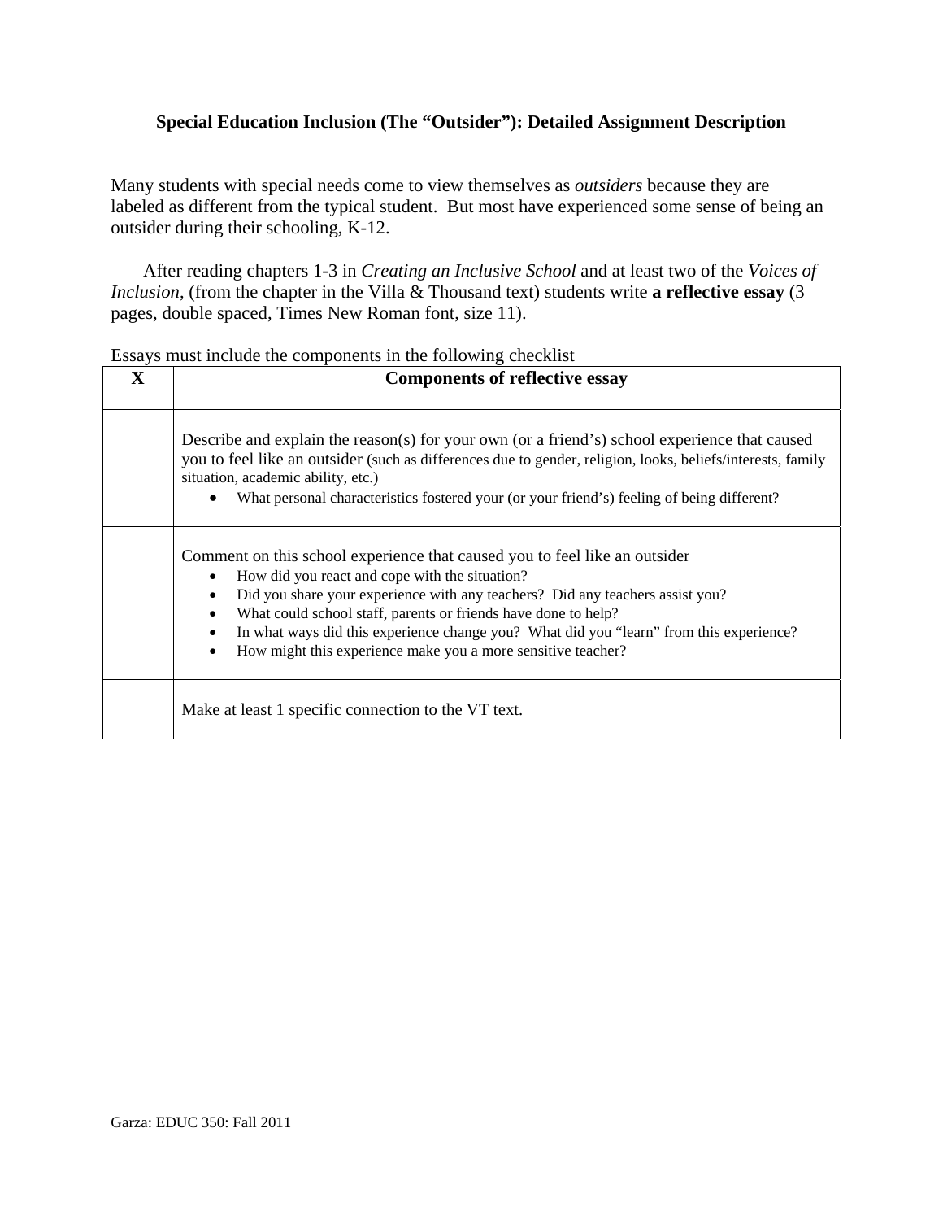## Special Education Inclusion (The "Outsider"): Detailed Assignment Description

Many students with special needs come to view themselves as *outsiders* because they are labeled as different from the typical student. But most have experienced some sense of being an outsider during their schooling, K-12.

After reading chapters 1-3 in *Creating an Inclusive School* and at least two of the *Voices of Inclusion*, (from the chapter in the Villa & Thousand text) students write **a reflective essay** (3 pages, double spaced, Times New Roman font, size 11).

Essays must include the components in the following checklist

| X | Components of reflective essay |
|---|---|
| | Describe and explain the reason(s) for your own (or a friend's) school experience that caused you to feel like an outsider (such as differences due to gender, religion, looks, beliefs/interests, family situation, academic ability, etc.)<br>• What personal characteristics fostered your (or your friend's) feeling of being different? |
| | Comment on this school experience that caused you to feel like an outsider<br>• How did you react and cope with the situation?<br>• Did you share your experience with any teachers? Did any teachers assist you?<br>• What could school staff, parents or friends have done to help?<br>• In what ways did this experience change you? What did you "learn" from this experience?<br>• How might this experience make you a more sensitive teacher? |
| | Make at least 1 specific connection to the VT text. |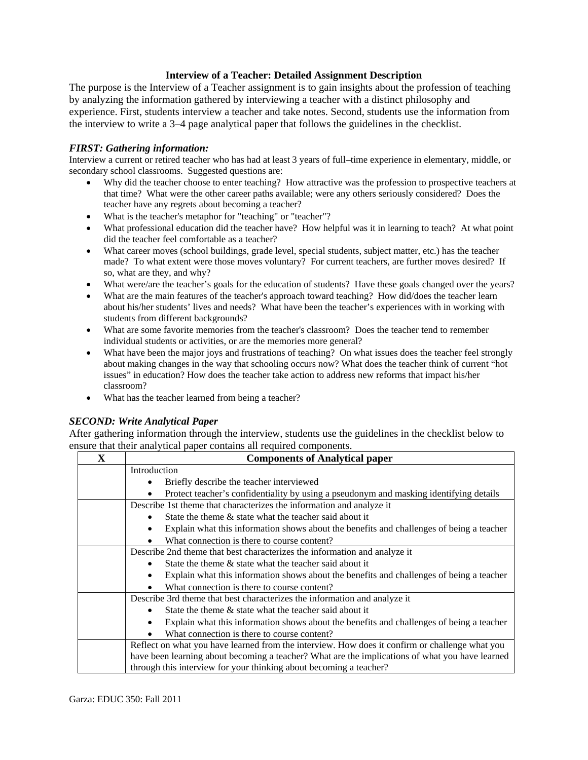**Interview of a Teacher: Detailed Assignment Description**

The purpose is the Interview of a Teacher assignment is to gain insights about the profession of teaching by analyzing the information gathered by interviewing a teacher with a distinct philosophy and experience. First, students interview a teacher and take notes. Second, students use the information from the interview to write a 3–4 page analytical paper that follows the guidelines in the checklist.

***FIRST: Gathering information:***

Interview a current or retired teacher who has had at least 3 years of full–time experience in elementary, middle, or secondary school classrooms. Suggested questions are:

- Why did the teacher choose to enter teaching? How attractive was the profession to prospective teachers at that time? What were the other career paths available; were any others seriously considered? Does the teacher have any regrets about becoming a teacher?
- What is the teacher's metaphor for "teaching" or "teacher"?
- What professional education did the teacher have? How helpful was it in learning to teach? At what point did the teacher feel comfortable as a teacher?
- What career moves (school buildings, grade level, special students, subject matter, etc.) has the teacher made? To what extent were those moves voluntary? For current teachers, are further moves desired? If so, what are they, and why?
- What were/are the teacher's goals for the education of students? Have these goals changed over the years?
- What are the main features of the teacher's approach toward teaching? How did/does the teacher learn about his/her students' lives and needs? What have been the teacher's experiences with in working with students from different backgrounds?
- What are some favorite memories from the teacher's classroom? Does the teacher tend to remember individual students or activities, or are the memories more general?
- What have been the major joys and frustrations of teaching? On what issues does the teacher feel strongly about making changes in the way that schooling occurs now? What does the teacher think of current "hot issues" in education? How does the teacher take action to address new reforms that impact his/her classroom?
- What has the teacher learned from being a teacher?

***SECOND: Write Analytical Paper***

After gathering information through the interview, students use the guidelines in the checklist below to ensure that their analytical paper contains all required components.

| X | Components of Analytical paper |
|---|---|
| | Introduction<br>• Briefly describe the teacher interviewed<br>• Protect teacher's confidentiality by using a pseudonym and masking identifying details |
| | Describe 1st theme that characterizes the information and analyze it<br>• State the theme & state what the teacher said about it<br>• Explain what this information shows about the benefits and challenges of being a teacher<br>• What connection is there to course content? |
| | Describe 2nd theme that best characterizes the information and analyze it<br>• State the theme & state what the teacher said about it<br>• Explain what this information shows about the benefits and challenges of being a teacher<br>• What connection is there to course content? |
| | Describe 3rd theme that best characterizes the information and analyze it<br>• State the theme & state what the teacher said about it<br>• Explain what this information shows about the benefits and challenges of being a teacher<br>• What connection is there to course content? |
| | Reflect on what you have learned from the interview. How does it confirm or challenge what you have been learning about becoming a teacher? What are the implications of what you have learned through this interview for your thinking about becoming a teacher? |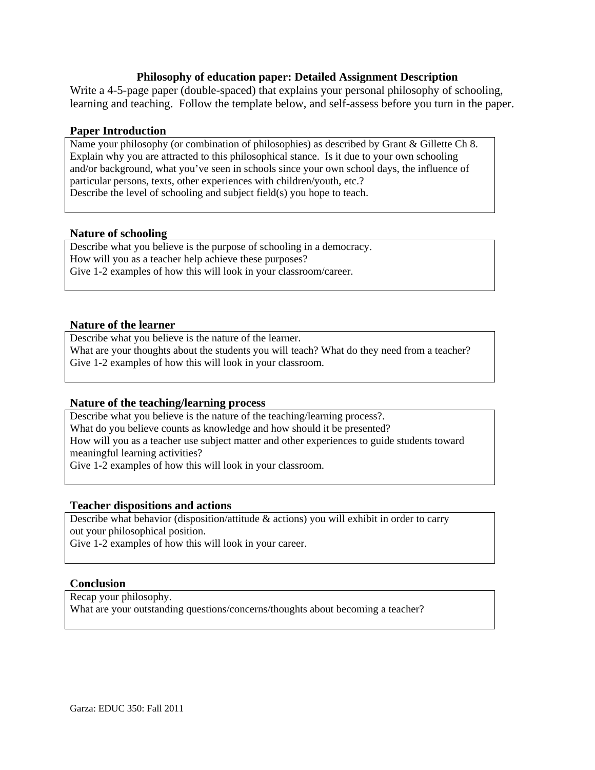## Philosophy of education paper: Detailed Assignment Description

Write a 4-5-page paper (double-spaced) that explains your personal philosophy of schooling, learning and teaching. Follow the template below, and self-assess before you turn in the paper.

### Paper Introduction

Name your philosophy (or combination of philosophies) as described by Grant & Gillette Ch 8.
Explain why you are attracted to this philosophical stance. Is it due to your own schooling and/or background, what you've seen in schools since your own school days, the influence of particular persons, texts, other experiences with children/youth, etc.?
Describe the level of schooling and subject field(s) you hope to teach.

### Nature of schooling

Describe what you believe is the purpose of schooling in a democracy.
How will you as a teacher help achieve these purposes?
Give 1-2 examples of how this will look in your classroom/career.

### Nature of the learner

Describe what you believe is the nature of the learner.
What are your thoughts about the students you will teach? What do they need from a teacher?
Give 1-2 examples of how this will look in your classroom.

### Nature of the teaching/learning process

Describe what you believe is the nature of the teaching/learning process?.
What do you believe counts as knowledge and how should it be presented?
How will you as a teacher use subject matter and other experiences to guide students toward meaningful learning activities?
Give 1-2 examples of how this will look in your classroom.

### Teacher dispositions and actions

Describe what behavior (disposition/attitude & actions) you will exhibit in order to carry out your philosophical position.
Give 1-2 examples of how this will look in your career.

### Conclusion

Recap your philosophy.
What are your outstanding questions/concerns/thoughts about becoming a teacher?

Garza: EDUC 350: Fall 2011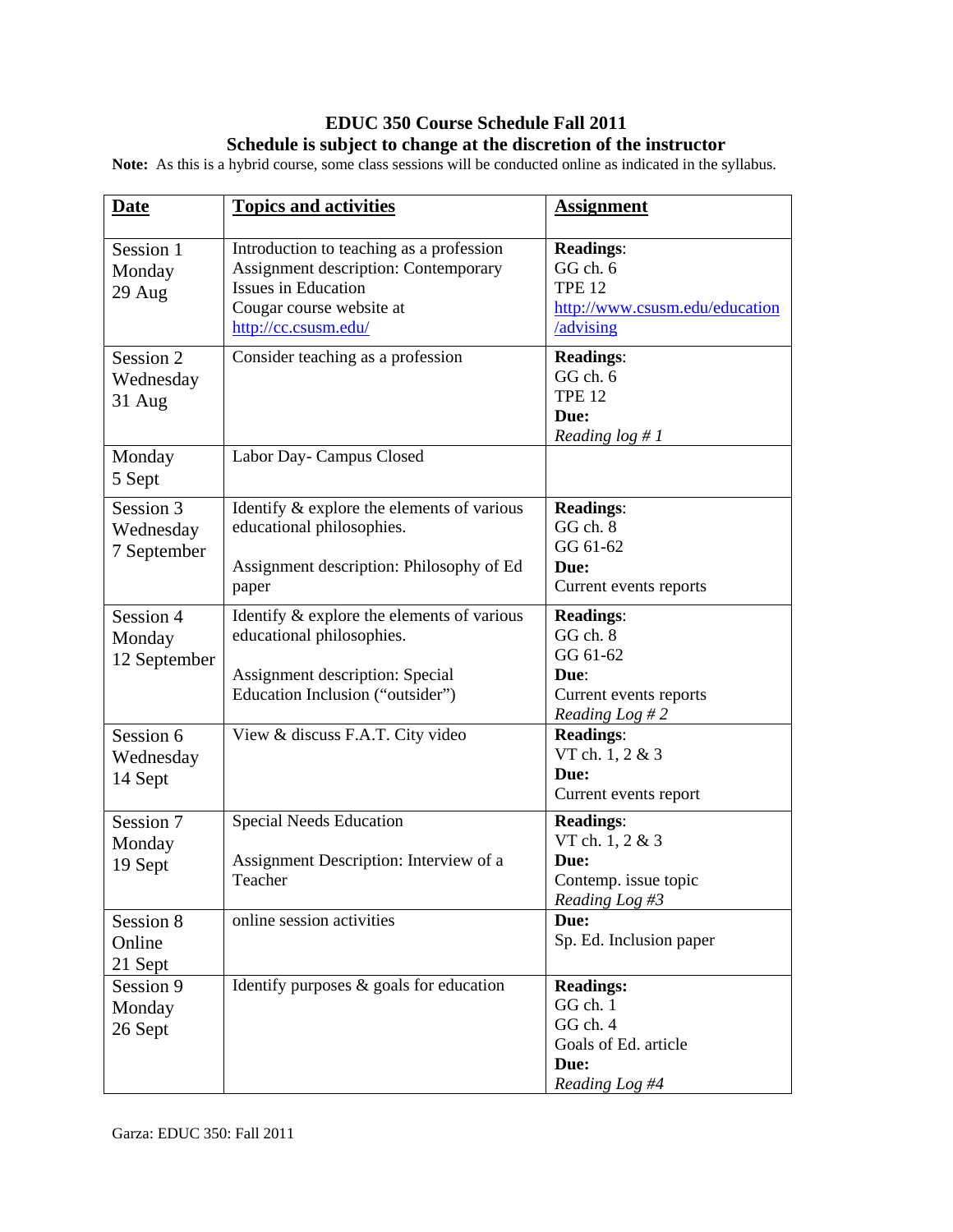# EDUC 350 Course Schedule Fall 2011

## Schedule is subject to change at the discretion of the instructor

**Note:** As this is a hybrid course, some class sessions will be conducted online as indicated in the syllabus.

| Date | Topics and activities | Assignment |
|---|---|---|
| Session 1<br>Monday<br>29 Aug | Introduction to teaching as a profession<br>Assignment description: Contemporary Issues in Education<br>Cougar course website at http://cc.csusm.edu/ | **Readings**:<br>GG ch. 6<br>TPE 12<br>http://www.csusm.edu/education/advising |
| Session 2<br>Wednesday<br>31 Aug | Consider teaching as a profession | **Readings**:<br>GG ch. 6<br>TPE 12<br>**Due:**<br>*Reading log # 1* |
| Monday<br>5 Sept | Labor Day- Campus Closed | |
| Session 3<br>Wednesday<br>7 September | Identify & explore the elements of various educational philosophies.<br><br>Assignment description: Philosophy of Ed paper | **Readings**:<br>GG ch. 8<br>GG 61-62<br>**Due:**<br>Current events reports |
| Session 4<br>Monday<br>12 September | Identify & explore the elements of various educational philosophies.<br><br>Assignment description: Special Education Inclusion ("outsider") | **Readings**:<br>GG ch. 8<br>GG 61-62<br>**Due**:<br>Current events reports<br>*Reading Log # 2* |
| Session 6<br>Wednesday<br>14 Sept | View & discuss F.A.T. City video | **Readings**:<br>VT ch. 1, 2 & 3<br>**Due:**<br>Current events report |
| Session 7<br>Monday<br>19 Sept | Special Needs Education<br><br>Assignment Description: Interview of a Teacher | **Readings**:<br>VT ch. 1, 2 & 3<br>**Due:**<br>Contemp. issue topic<br>*Reading Log #3* |
| Session 8<br>Online<br>21 Sept | online session activities | **Due:**<br>Sp. Ed. Inclusion paper |
| Session 9<br>Monday<br>26 Sept | Identify purposes & goals for education | **Readings:**<br>GG ch. 1<br>GG ch. 4<br>Goals of Ed. article<br>**Due:**<br>*Reading Log #4* |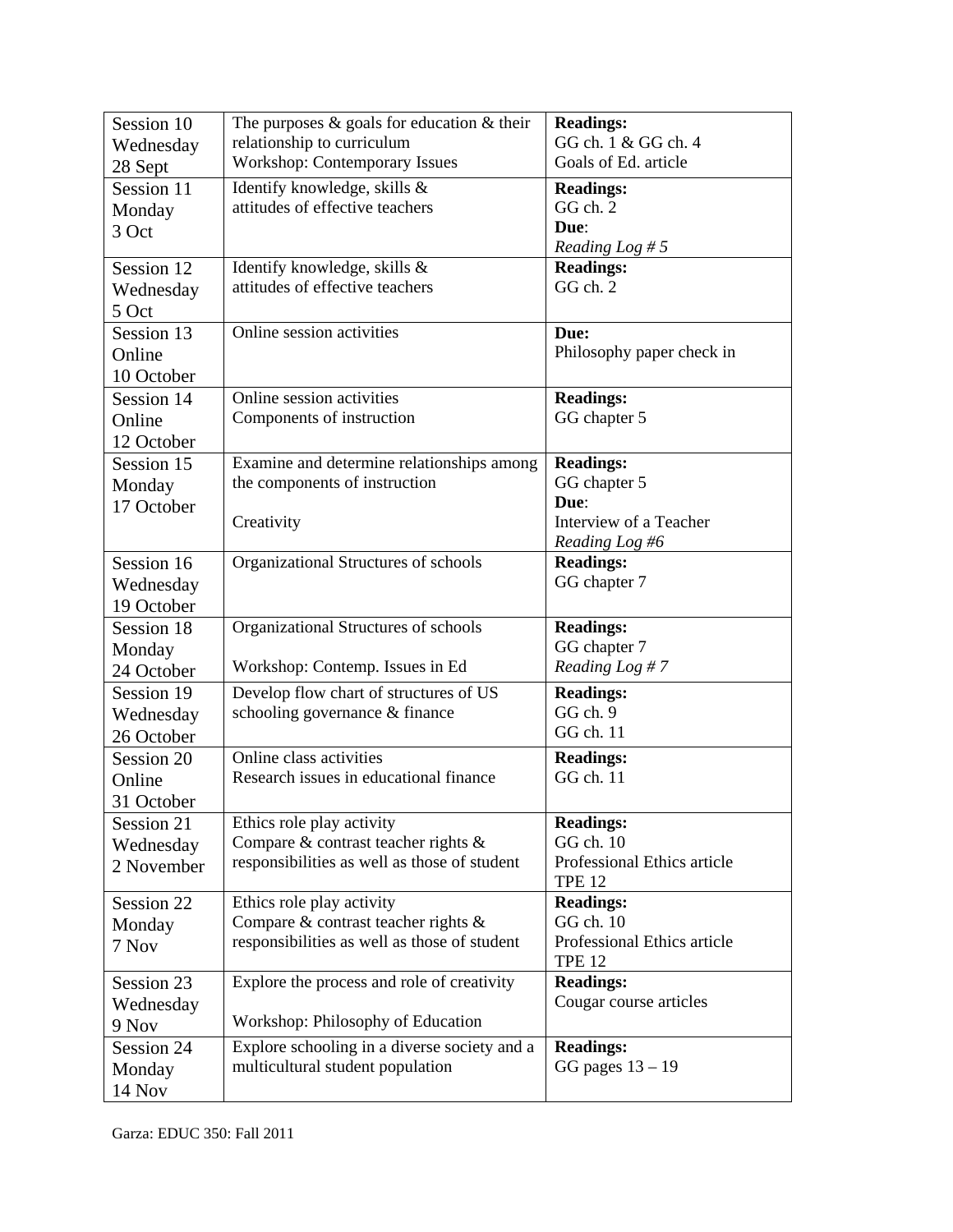| Session 10<br>Wednesday<br>28 Sept | The purposes & goals for education & their relationship to curriculum<br>Workshop: Contemporary Issues | **Readings:**<br>GG ch. 1 & GG ch. 4<br>Goals of Ed. article |
|---|---|---|
| Session 11<br>Monday<br>3 Oct | Identify knowledge, skills & attitudes of effective teachers | **Readings:**<br>GG ch. 2<br>**Due**:<br>*Reading Log # 5* |
| Session 12<br>Wednesday<br>5 Oct | Identify knowledge, skills & attitudes of effective teachers | **Readings:**<br>GG ch. 2 |
| Session 13<br>Online<br>10 October | Online session activities | **Due:**<br>Philosophy paper check in |
| Session 14<br>Online<br>12 October | Online session activities<br>Components of instruction | **Readings:**<br>GG chapter 5 |
| Session 15<br>Monday<br>17 October | Examine and determine relationships among the components of instruction<br><br>Creativity | **Readings:**<br>GG chapter 5<br>**Due**:<br>Interview of a Teacher<br>*Reading Log #6* |
| Session 16<br>Wednesday<br>19 October | Organizational Structures of schools | **Readings:**<br>GG chapter 7 |
| Session 18<br>Monday<br>24 October | Organizational Structures of schools<br><br>Workshop: Contemp. Issues in Ed | **Readings:**<br>GG chapter 7<br>*Reading Log # 7* |
| Session 19<br>Wednesday<br>26 October | Develop flow chart of structures of US schooling governance & finance | **Readings:**<br>GG ch. 9<br>GG ch. 11 |
| Session 20<br>Online<br>31 October | Online class activities<br>Research issues in educational finance | **Readings:**<br>GG ch. 11 |
| Session 21<br>Wednesday<br>2 November | Ethics role play activity<br>Compare & contrast teacher rights & responsibilities as well as those of student | **Readings:**<br>GG ch. 10<br>Professional Ethics article<br>TPE 12 |
| Session 22<br>Monday<br>7 Nov | Ethics role play activity<br>Compare & contrast teacher rights & responsibilities as well as those of student | **Readings:**<br>GG ch. 10<br>Professional Ethics article<br>TPE 12 |
| Session 23<br>Wednesday<br>9 Nov | Explore the process and role of creativity<br><br>Workshop: Philosophy of Education | **Readings:**<br>Cougar course articles |
| Session 24<br>Monday<br>14 Nov | Explore schooling in a diverse society and a multicultural student population | **Readings:**<br>GG pages 13 – 19 |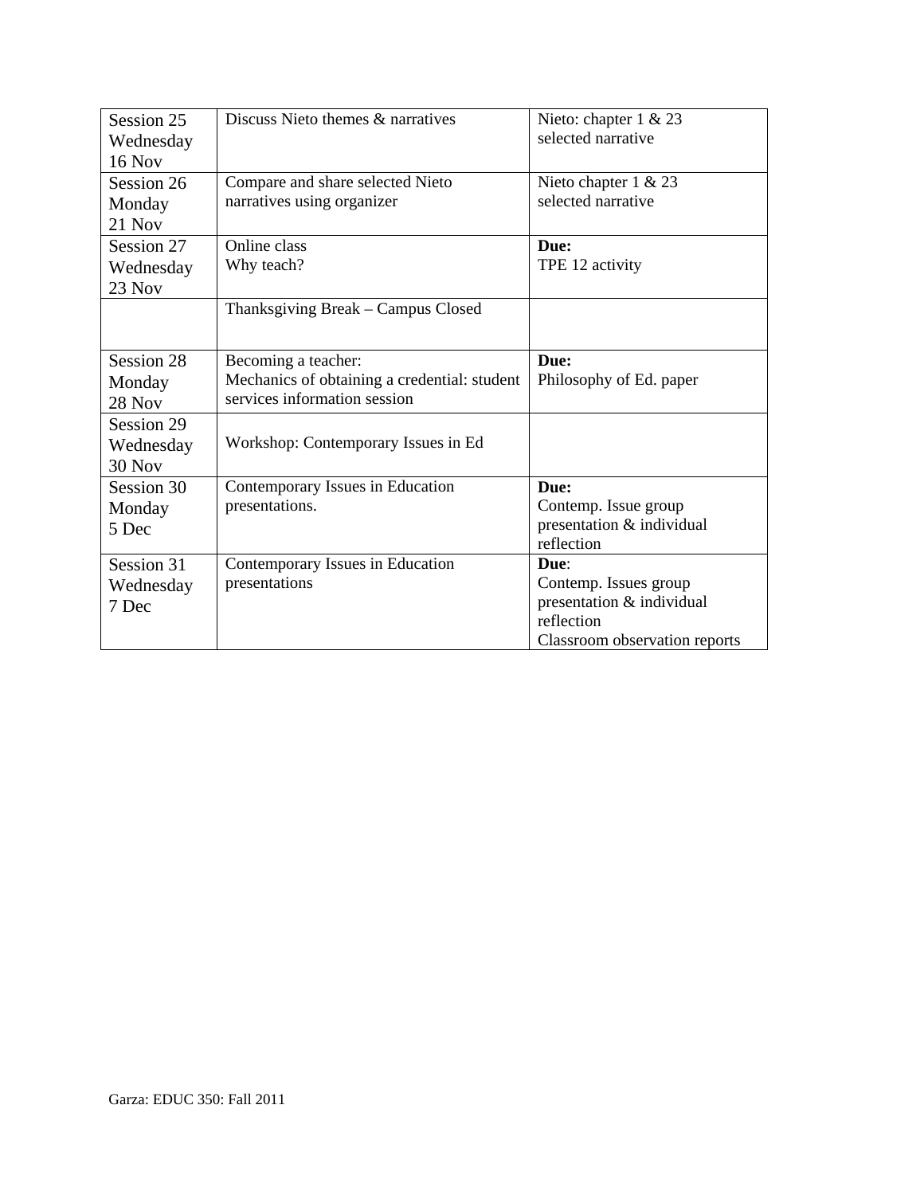| | | |
|---|---|---|
| Session 25 Wednesday 16 Nov | Discuss Nieto themes & narratives | Nieto: chapter 1 & 23 selected narrative |
| Session 26 Monday 21 Nov | Compare and share selected Nieto narratives using organizer | Nieto chapter 1 & 23 selected narrative |
| Session 27 Wednesday 23 Nov | Online class<br>Why teach? | **Due:**<br>TPE 12 activity |
| | Thanksgiving Break – Campus Closed | |
| Session 28 Monday 28 Nov | Becoming a teacher:<br>Mechanics of obtaining a credential: student services information session | **Due:**<br>Philosophy of Ed. paper |
| Session 29 Wednesday 30 Nov | Workshop: Contemporary Issues in Ed | |
| Session 30 Monday 5 Dec | Contemporary Issues in Education presentations. | **Due:**<br>Contemp. Issue group presentation & individual reflection |
| Session 31 Wednesday 7 Dec | Contemporary Issues in Education presentations | **Due**:<br>Contemp. Issues group presentation & individual reflection<br>Classroom observation reports |